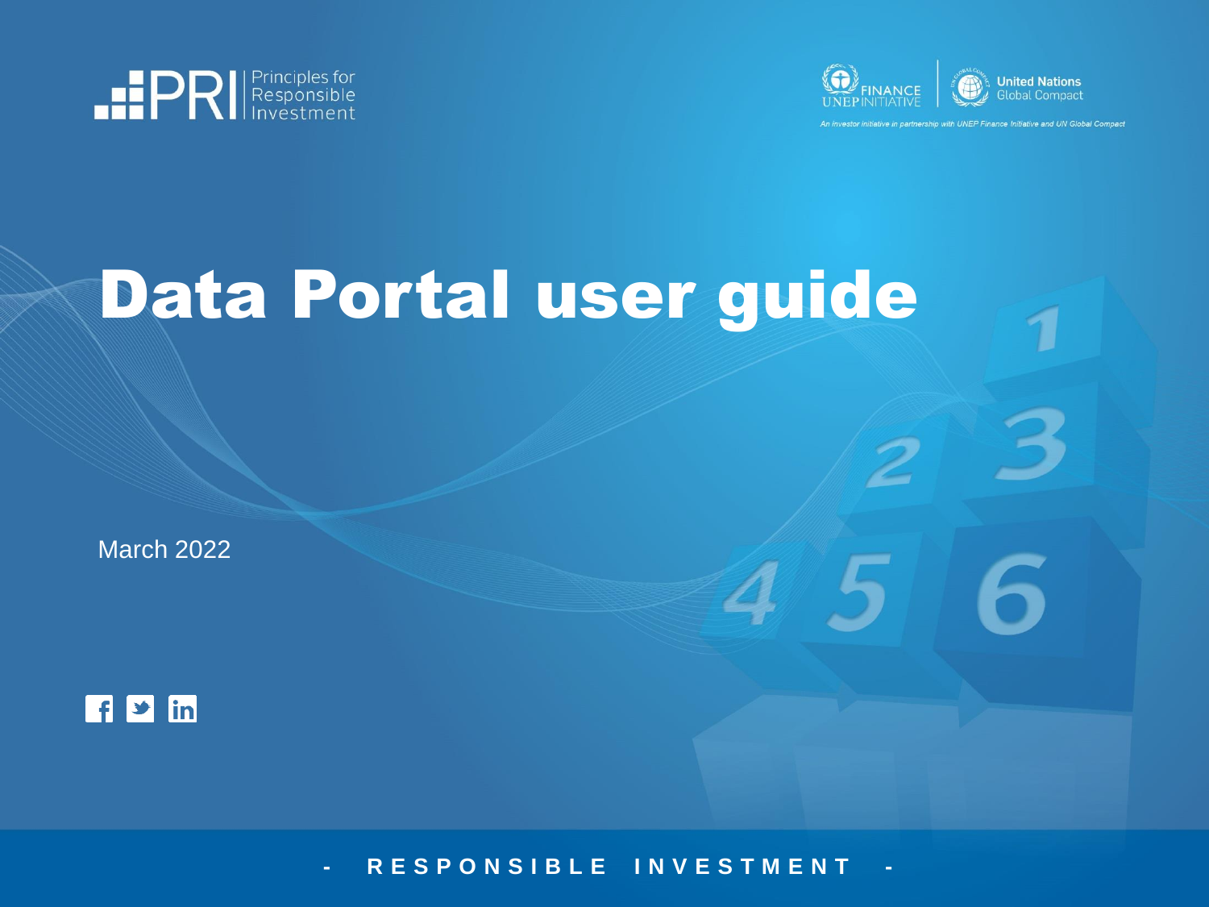Principles for Responsible Investment

An investor initiative in partnership with UNEP Finance Initiative and UN Global Compact

# Data Portal user guide

March 2022

- RESPONSIBLE INVESTMENT -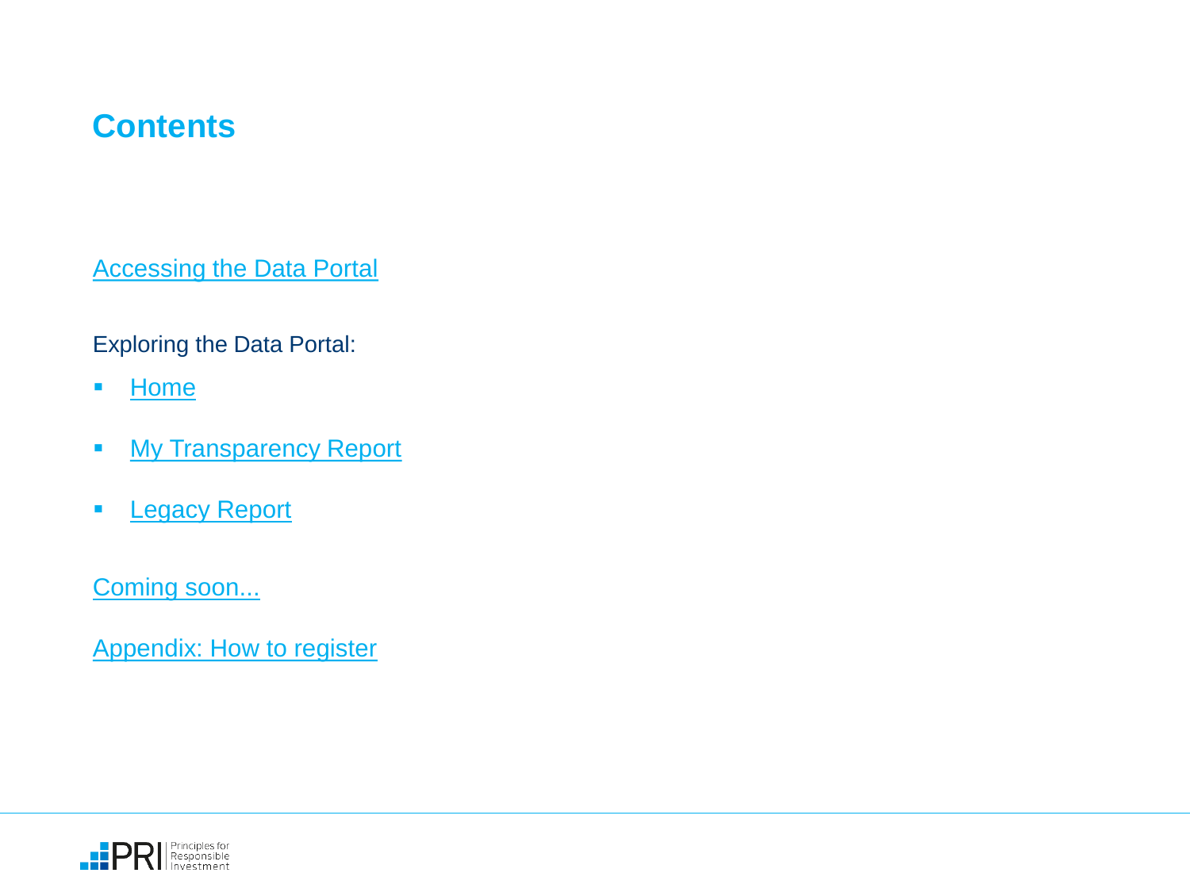# Contents

Accessing the Data Portal

Exploring the Data Portal:

- Home
- My Transparency Report
- Legacy Report

Coming soon...

Appendix: How to register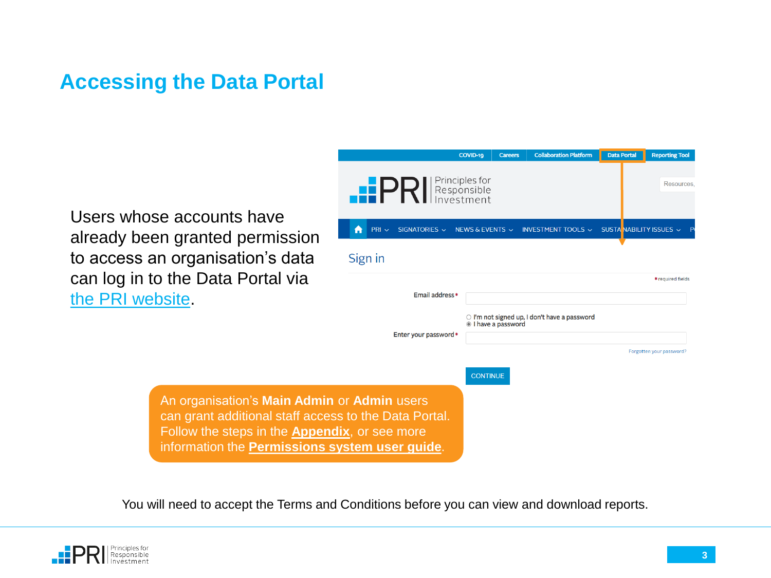# Accessing the Data Portal

Users whose accounts have already been granted permission to access an organisation's data can log in to the Data Portal via the PRI website.

An organisation's **Main Admin** or **Admin** users can grant additional staff access to the Data Portal. Follow the steps in the **Appendix**, or see more information the **Permissions system user guide**.

You will need to accept the Terms and Conditions before you can view and download reports.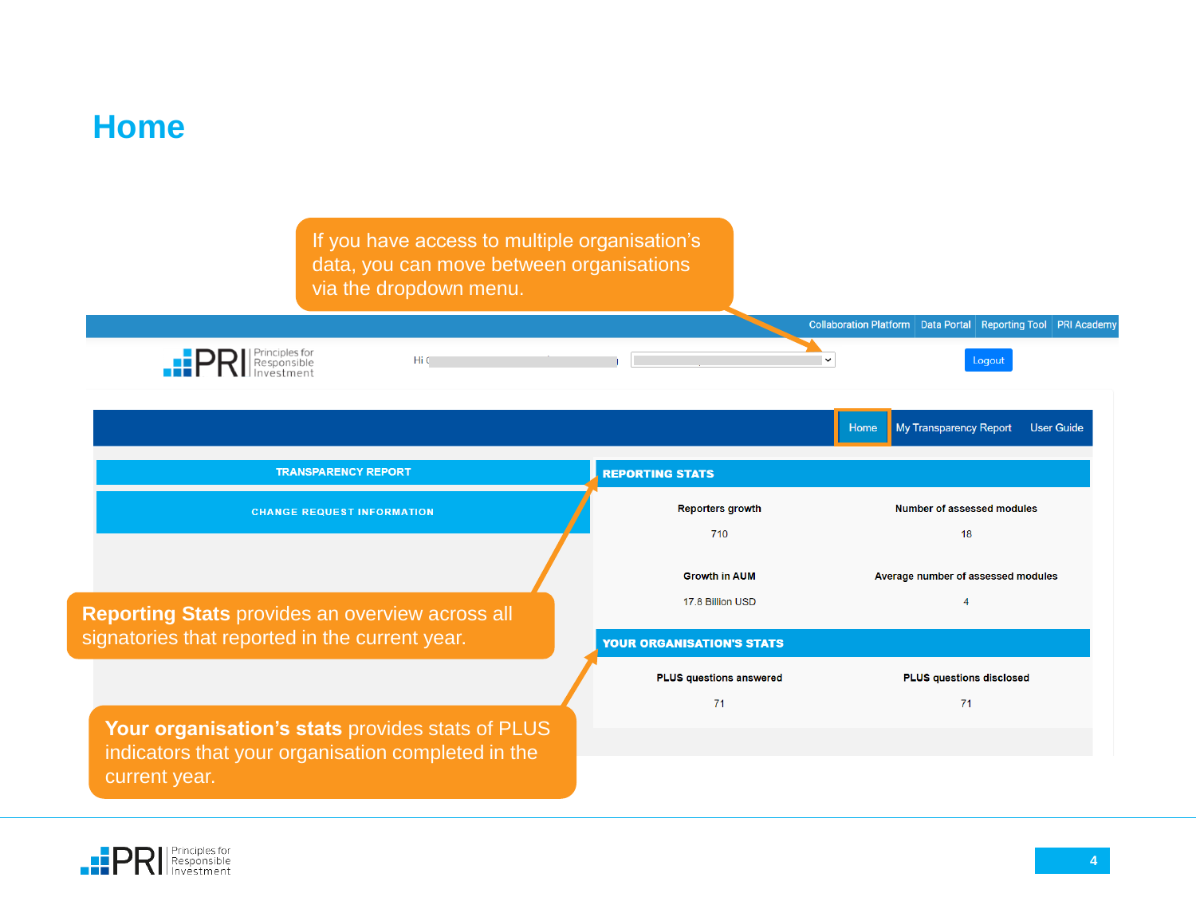# Home

If you have access to multiple organisation's data, you can move between organisations via the dropdown menu.

Collaboration Platform | Data Portal | Reporting Tool | PRI Academy

Hi

Logout

Home | My Transparency Report | User Guide

TRANSPARENCY REPORT

CHANGE REQUEST INFORMATION

**REPORTING STATS**

| Reporters growth | Number of assessed modules |
|---|---|
| 710 | 18 |
| **Growth in AUM** | **Average number of assessed modules** |
| 17.8 Billion USD | 4 |

**YOUR ORGANISATION'S STATS**

| PLUS questions answered | PLUS questions disclosed |
|---|---|
| 71 | 71 |

**Reporting Stats** provides an overview across all signatories that reported in the current year.

**Your organisation's stats** provides stats of PLUS indicators that your organisation completed in the current year.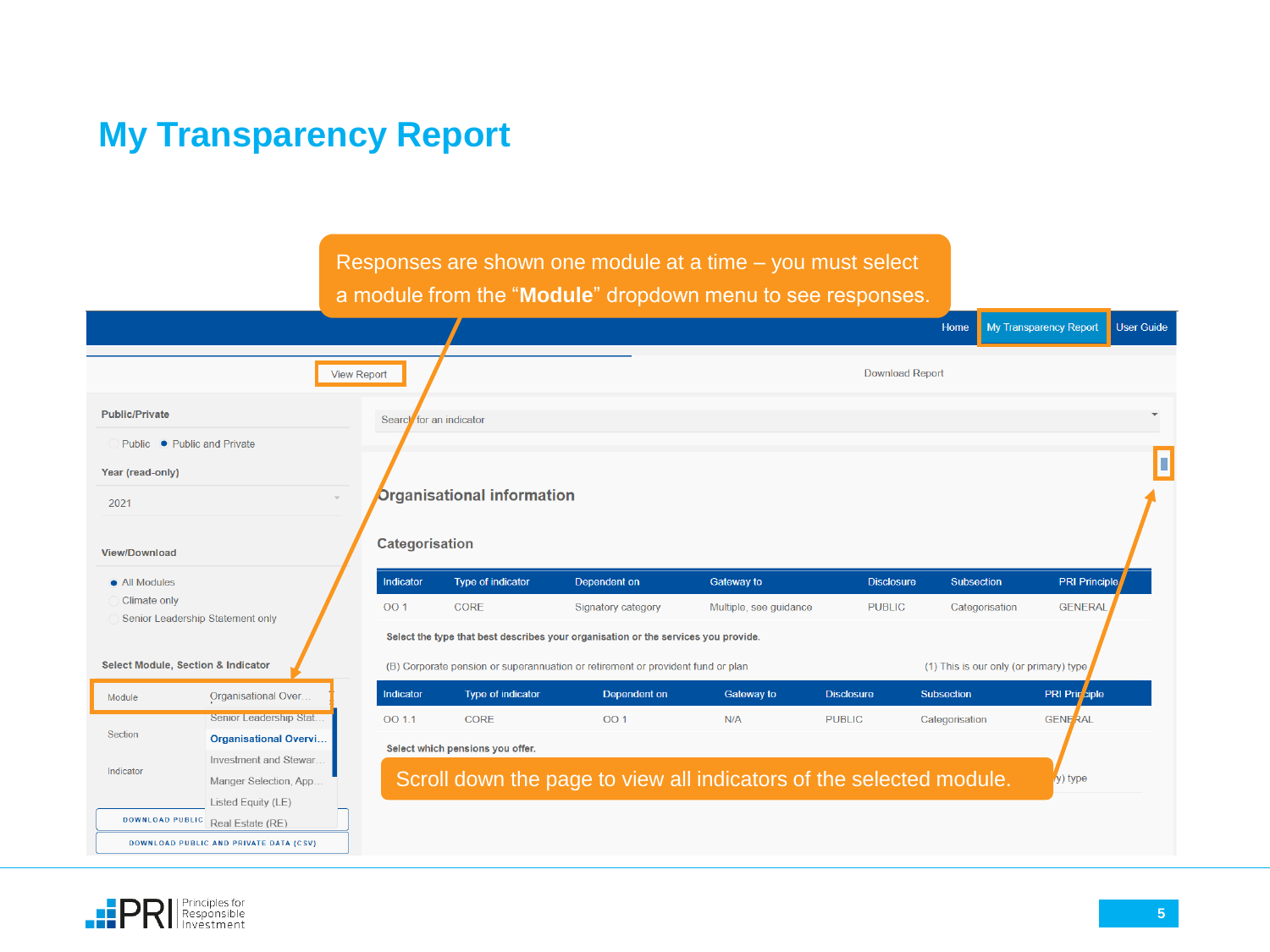# My Transparency Report

Responses are shown one module at a time – you must select a module from the "**Module**" dropdown menu to see responses.

Home | My Transparency Report | User Guide

View Report | Download Report

**Public/Private**

- Public
- Public and Private

**Year (read-only)**

2021

**View/Download**

- All Modules
- Climate only
- Senior Leadership Statement only

**Select Module, Section & Indicator**

Module: Organisational Over...

- Senior Leadership Stat...
- Organisational Overvi...
- Investment and Stewar...
- Manger Selection, App...
- Listed Equity (LE)
- Real Estate (RE)

Section

Indicator

DOWNLOAD PUBLIC

DOWNLOAD PUBLIC AND PRIVATE DATA (CSV)

Search for an indicator

## Organisational information

### Categorisation

| Indicator | Type of indicator | Dependent on | Gateway to | Disclosure | Subsection | PRI Principle |
|---|---|---|---|---|---|---|
| OO 1 | CORE | Signatory category | Multiple, see guidance | PUBLIC | Categorisation | GENERAL |

**Select the type that best describes your organisation or the services you provide.**

(B) Corporate pension or superannuation or retirement or provident fund or plan — (1) This is our only (or primary) type

| Indicator | Type of indicator | Dependent on | Gateway to | Disclosure | Subsection | PRI Principle |
|---|---|---|---|---|---|---|
| OO 1.1 | CORE | OO 1 | N/A | PUBLIC | Categorisation | GENERAL |

**Select which pensions you offer.**

...y) type

Scroll down the page to view all indicators of the selected module.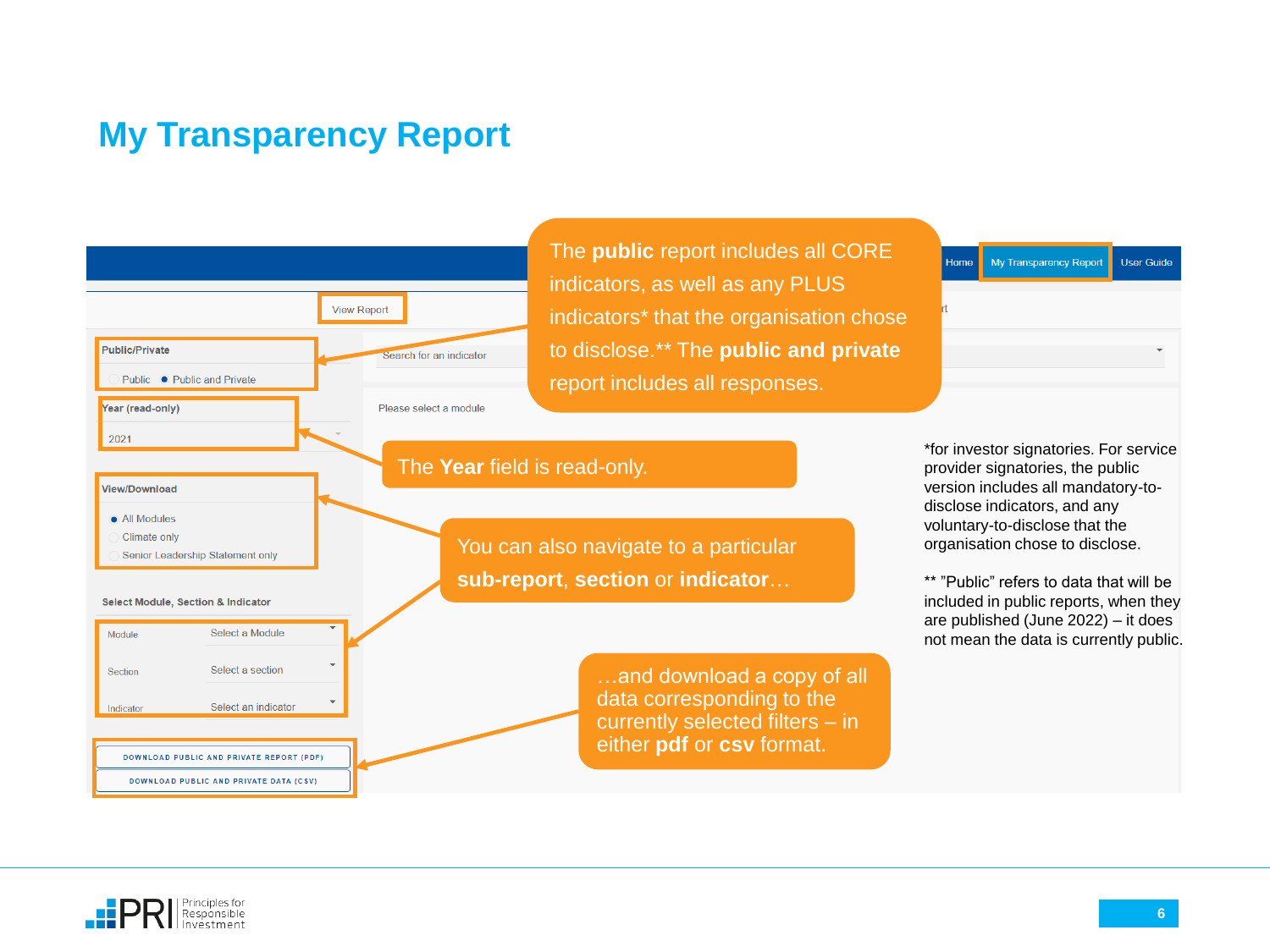# My Transparency Report

Home | **My Transparency Report** | User Guide

View Report

**Public/Private**

- Public
- Public and Private

**Year (read-only)**

2021

**View/Download**

- All Modules
- Climate only
- Senior Leadership Statement only

**Select Module, Section & Indicator**

- Module: Select a Module
- Section: Select a section
- Indicator: Select an indicator

DOWNLOAD PUBLIC AND PRIVATE REPORT (PDF)

DOWNLOAD PUBLIC AND PRIVATE DATA (CSV)

Search for an indicator

Please select a module

The **public** report includes all CORE indicators, as well as any PLUS indicators* that the organisation chose to disclose.** The **public and private** report includes all responses.

The **Year** field is read-only.

You can also navigate to a particular **sub-report**, **section** or **indicator**…

…and download a copy of all data corresponding to the currently selected filters – in either **pdf** or **csv** format.

*for investor signatories. For service provider signatories, the public version includes all mandatory-to-disclose indicators, and any voluntary-to-disclose that the organisation chose to disclose.

** "Public" refers to data that will be included in public reports, when they are published (June 2022) – it does not mean the data is currently public.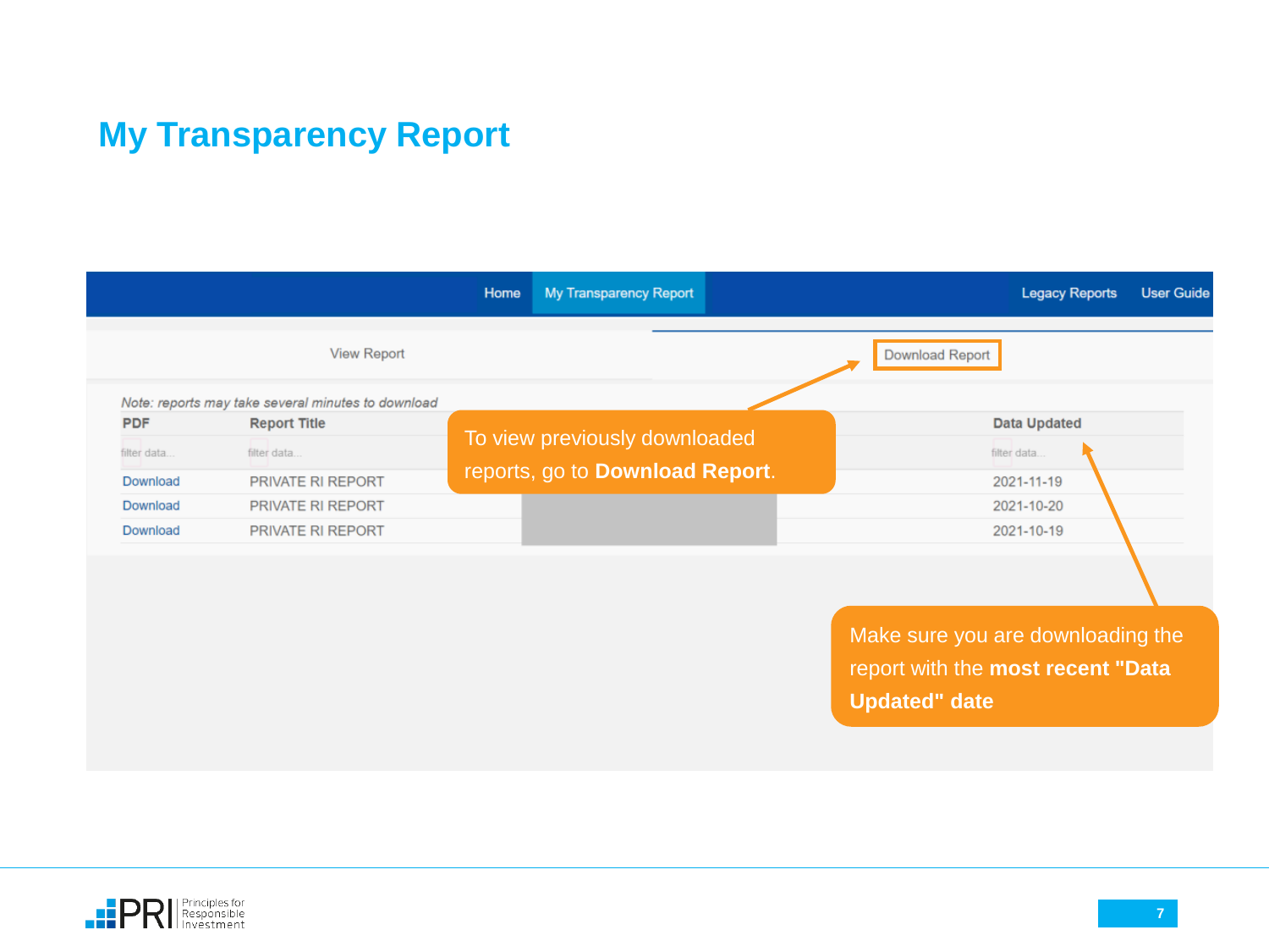# My Transparency Report

Home | My Transparency Report | Legacy Reports | User Guide

View Report | Download Report

*Note: reports may take several minutes to download*

| PDF | Report Title | Data Updated |
| --- | --- | --- |
| Download | PRIVATE RI REPORT | 2021-11-19 |
| Download | PRIVATE RI REPORT | 2021-10-20 |
| Download | PRIVATE RI REPORT | 2021-10-19 |

To view previously downloaded reports, go to **Download Report**.

Make sure you are downloading the report with the **most recent "Data Updated" date**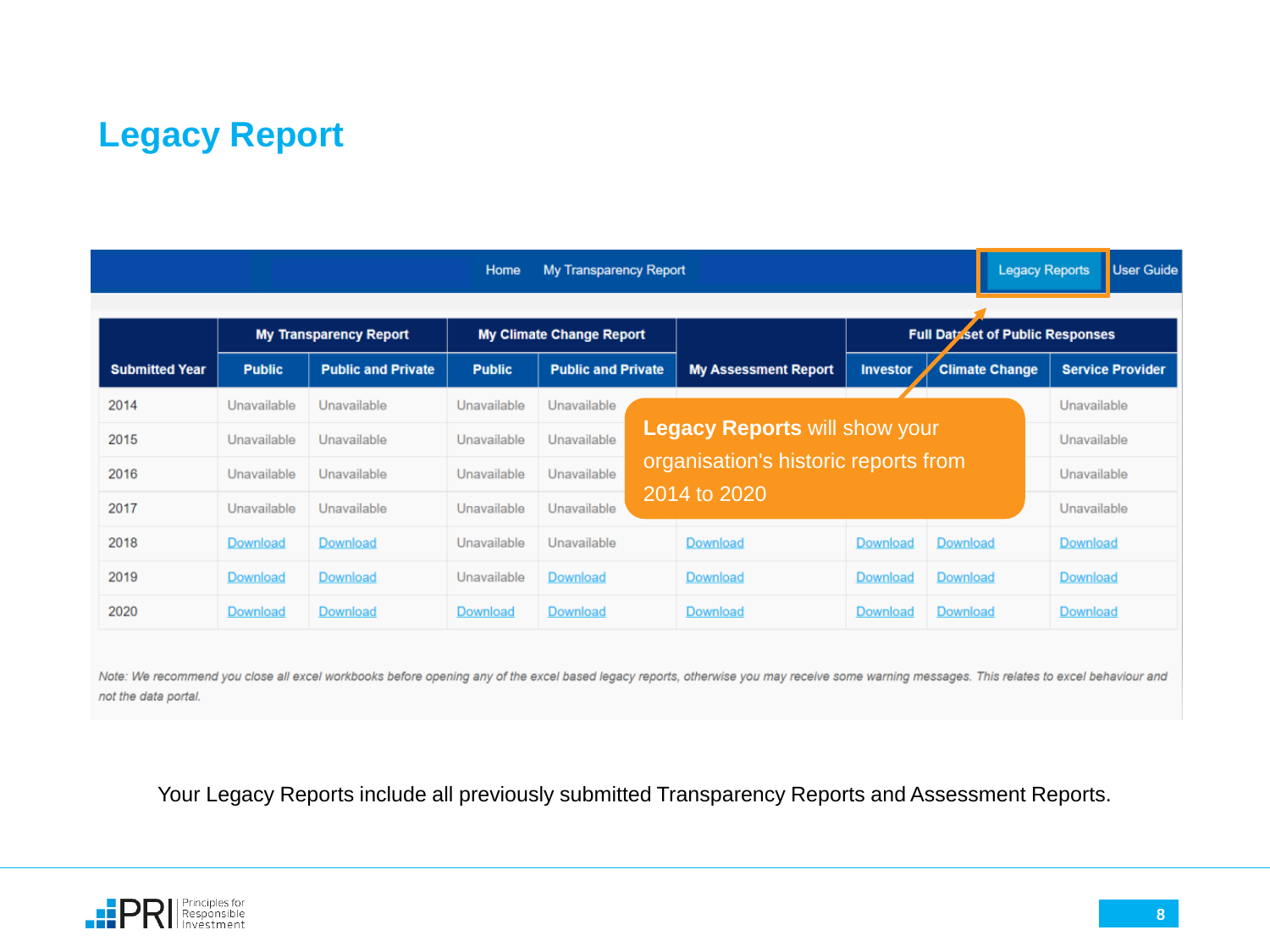# Legacy Report

Home | My Transparency Report | Legacy Reports | User Guide

| Submitted Year | My Transparency Report | | My Climate Change Report | | My Assessment Report | Full Dataset of Public Responses | | |
|---|---|---|---|---|---|---|---|---|
| | Public | Public and Private | Public | Public and Private | | Investor | Climate Change | Service Provider |
| 2014 | Unavailable | Unavailable | Unavailable | Unavailable | | | | Unavailable |
| 2015 | Unavailable | Unavailable | Unavailable | Unavailable | | | | Unavailable |
| 2016 | Unavailable | Unavailable | Unavailable | Unavailable | | | | Unavailable |
| 2017 | Unavailable | Unavailable | Unavailable | Unavailable | | | | Unavailable |
| 2018 | Download | Download | Unavailable | Unavailable | Download | Download | Download | Download |
| 2019 | Download | Download | Unavailable | Download | Download | Download | Download | Download |
| 2020 | Download | Download | Download | Download | Download | Download | Download | Download |

**Legacy Reports** will show your organisation's historic reports from 2014 to 2020

*Note: We recommend you close all excel workbooks before opening any of the excel based legacy reports, otherwise you may receive some warning messages. This relates to excel behaviour and not the data portal.*

Your Legacy Reports include all previously submitted Transparency Reports and Assessment Reports.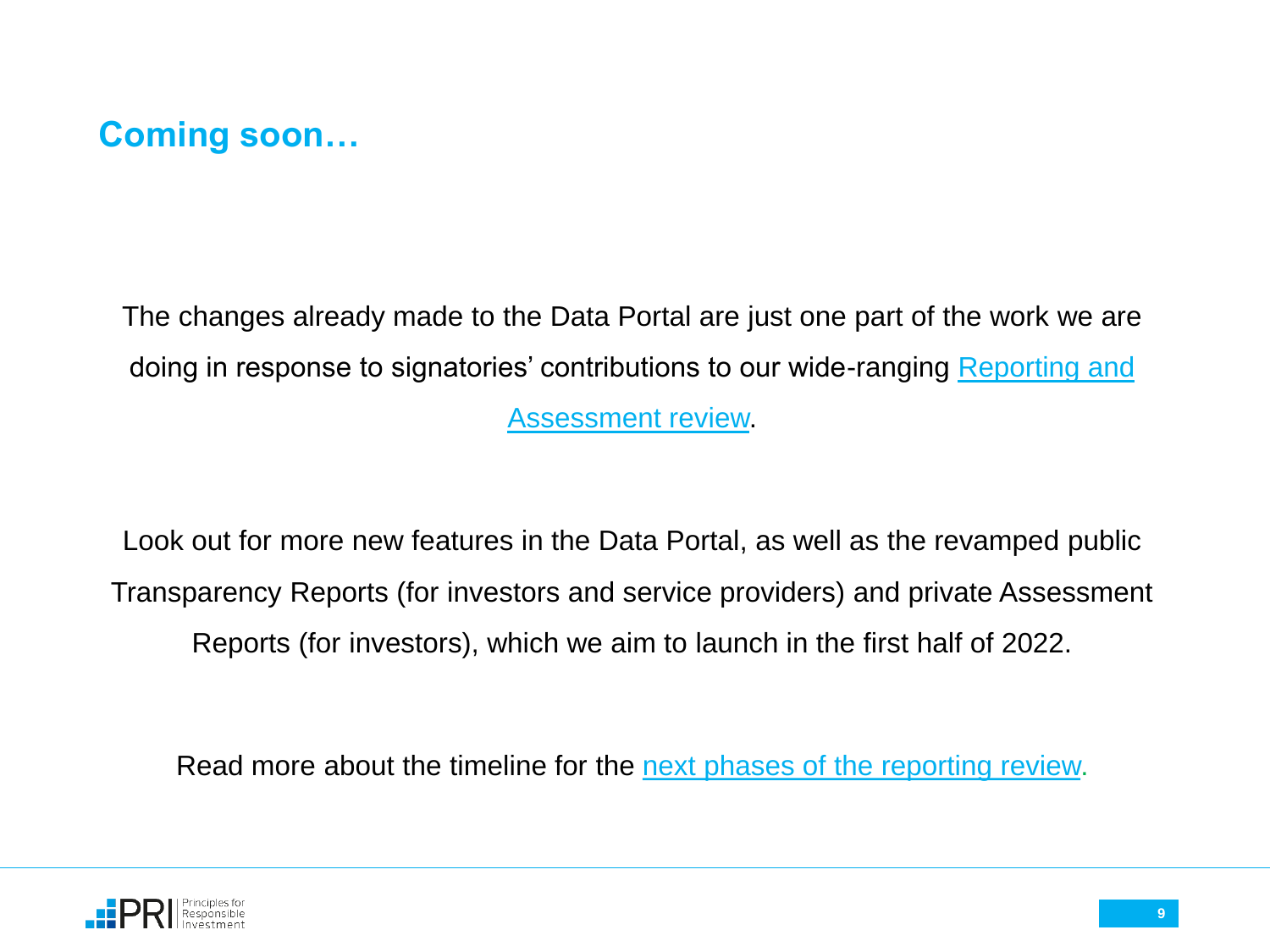## Coming soon…

The changes already made to the Data Portal are just one part of the work we are doing in response to signatories' contributions to our wide-ranging Reporting and Assessment review.

Look out for more new features in the Data Portal, as well as the revamped public Transparency Reports (for investors and service providers) and private Assessment Reports (for investors), which we aim to launch in the first half of 2022.

Read more about the timeline for the next phases of the reporting review.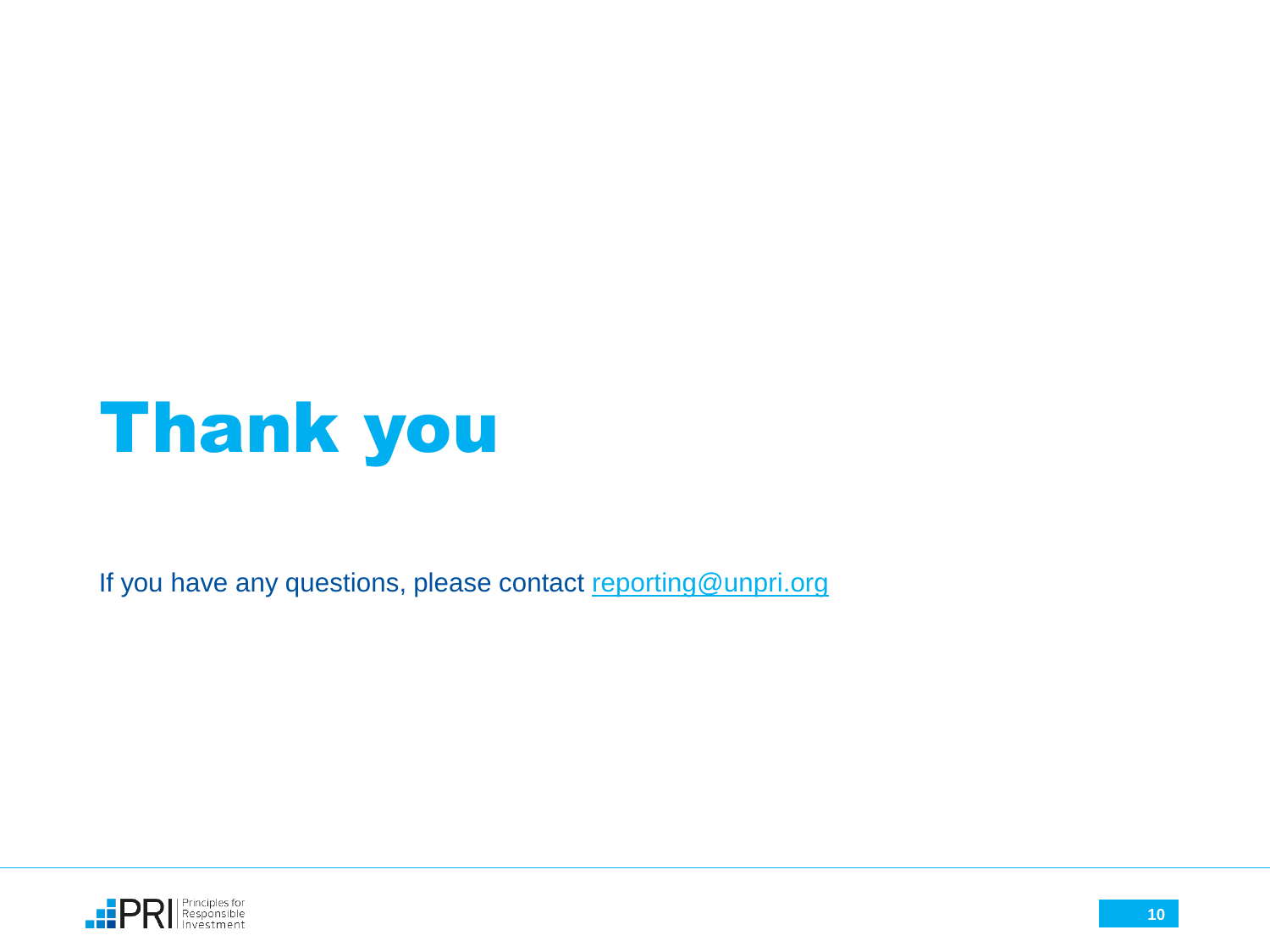# Thank you

If you have any questions, please contact reporting@unpri.org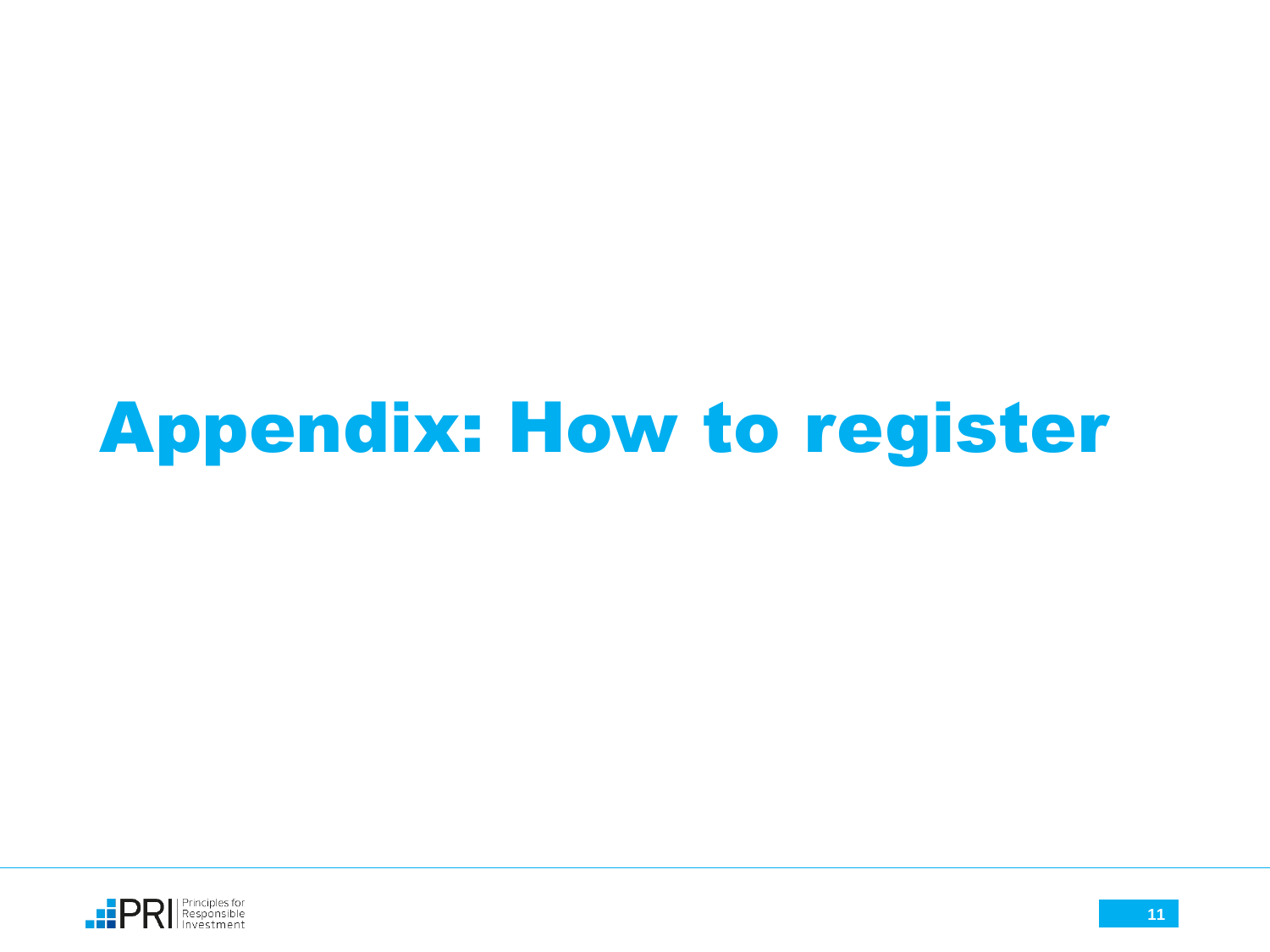# Appendix: How to register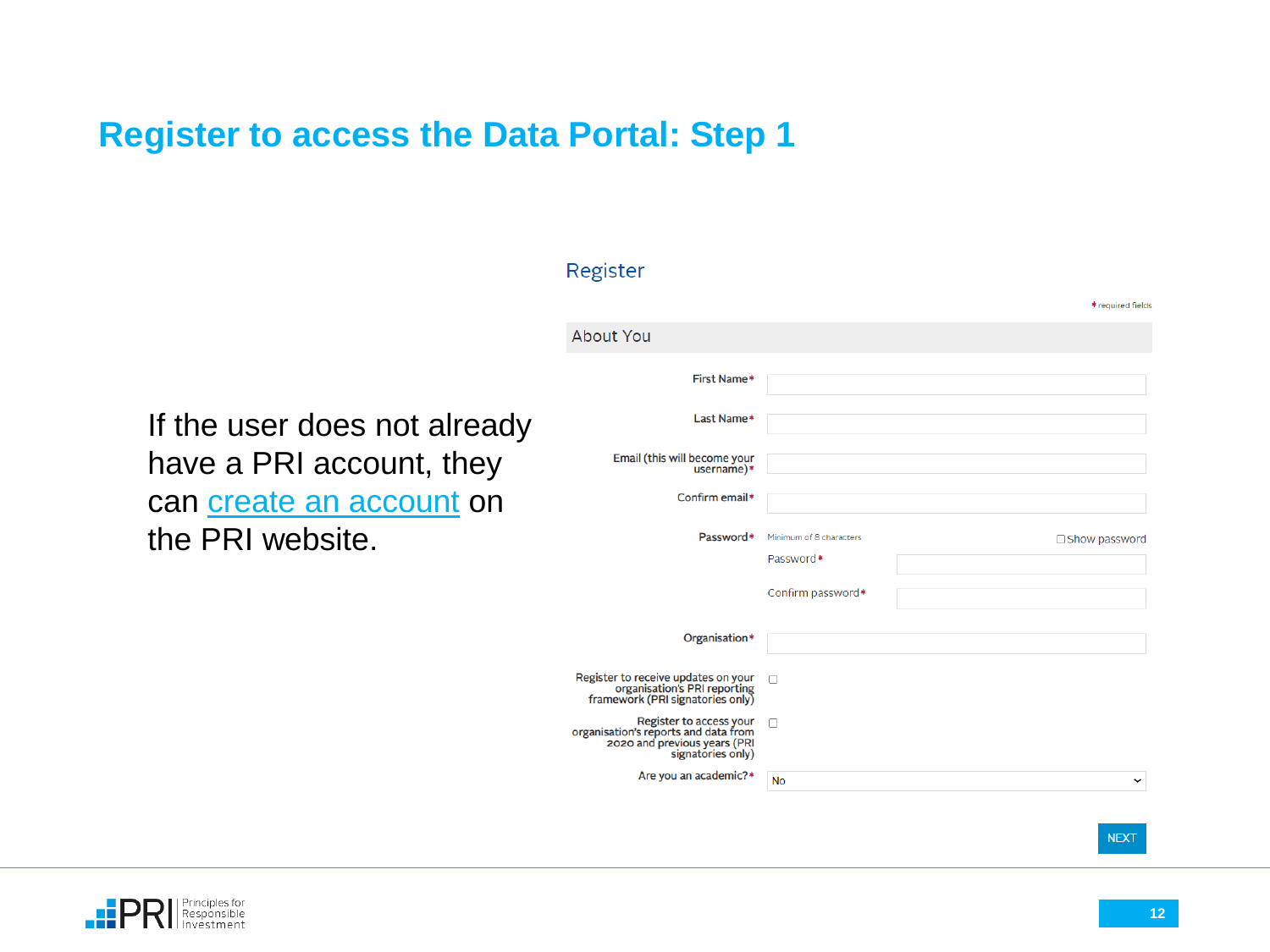# Register to access the Data Portal: Step 1

If the user does not already have a PRI account, they can create an account on the PRI website.

## Register

* required fields

### About You

First Name*

Last Name*

Email (this will become your username)*

Confirm email*

Password* Minimum of 8 characters ☐ Show password

Password*

Confirm password*

Organisation*

Register to receive updates on your organisation's PRI reporting framework (PRI signatories only) ☐

Register to access your organisation's reports and data from 2020 and previous years (PRI signatories only) ☐

Are you an academic?* No

NEXT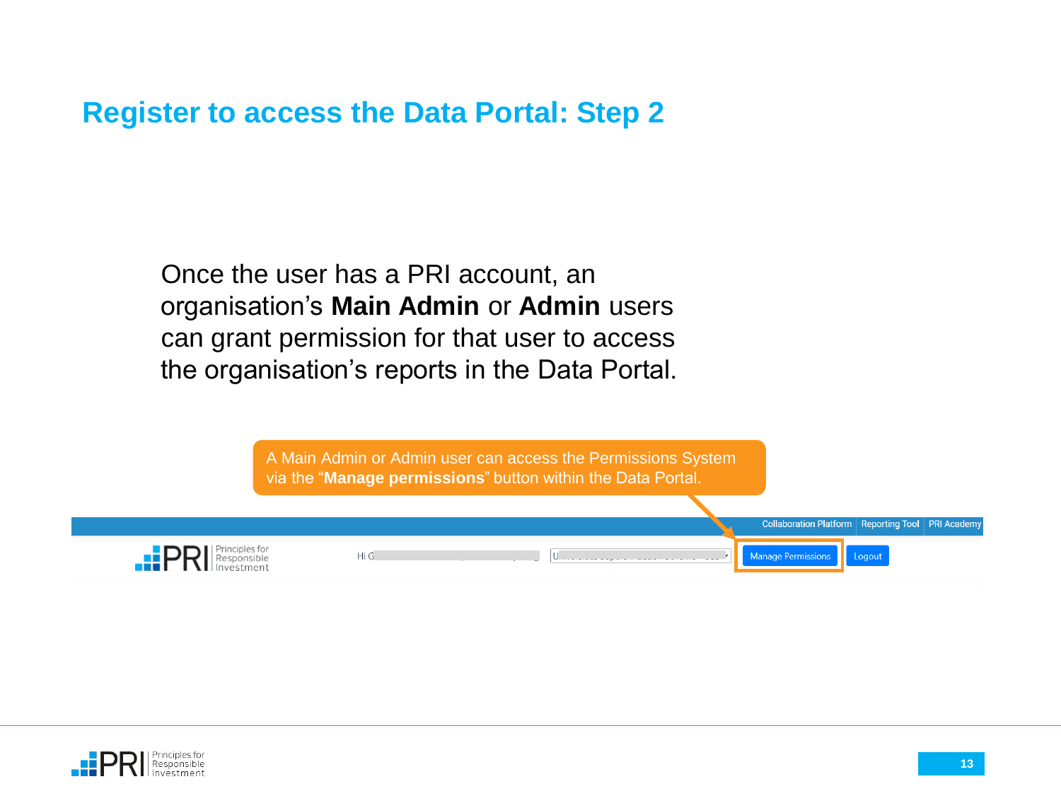# Register to access the Data Portal: Step 2

Once the user has a PRI account, an organisation's **Main Admin** or **Admin** users can grant permission for that user to access the organisation's reports in the Data Portal.

A Main Admin or Admin user can access the Permissions System via the "**Manage permissions**" button within the Data Portal.

Collaboration Platform | Reporting Tool | PRI Academy

Manage Permissions | Logout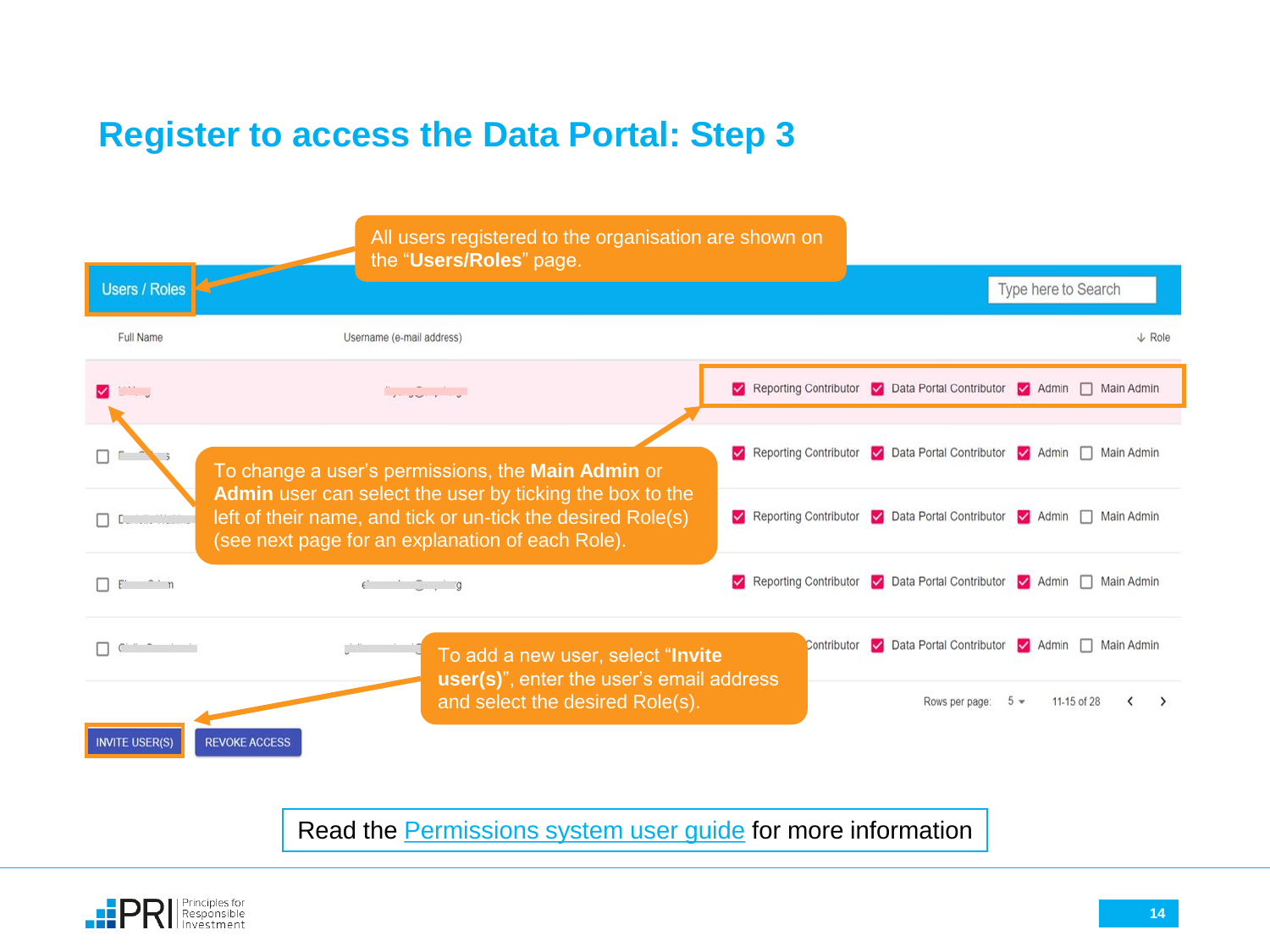# Register to access the Data Portal: Step 3

All users registered to the organisation are shown on the "**Users/Roles**" page.

| Users / Roles | | | Type here to Search |
|---|---|---|---|
| Full Name | Username (e-mail address) | | Role |
| ☑ | | | ☑ Reporting Contributor ☑ Data Portal Contributor ☑ Admin ☐ Main Admin |
| ☐ | | | ☑ Reporting Contributor ☑ Data Portal Contributor ☑ Admin ☐ Main Admin |
| ☐ | | | ☑ Reporting Contributor ☑ Data Portal Contributor ☑ Admin ☐ Main Admin |
| ☐ | | | ☑ Reporting Contributor ☑ Data Portal Contributor ☑ Admin ☐ Main Admin |
| ☐ | | | Contributor ☑ Data Portal Contributor ☑ Admin ☐ Main Admin |

Rows per page: 5 11-15 of 28

INVITE USER(S) REVOKE ACCESS

To change a user's permissions, the **Main Admin** or **Admin** user can select the user by ticking the box to the left of their name, and tick or un-tick the desired Role(s) (see next page for an explanation of each Role).

To add a new user, select "**Invite user(s)**", enter the user's email address and select the desired Role(s).

Read the Permissions system user guide for more information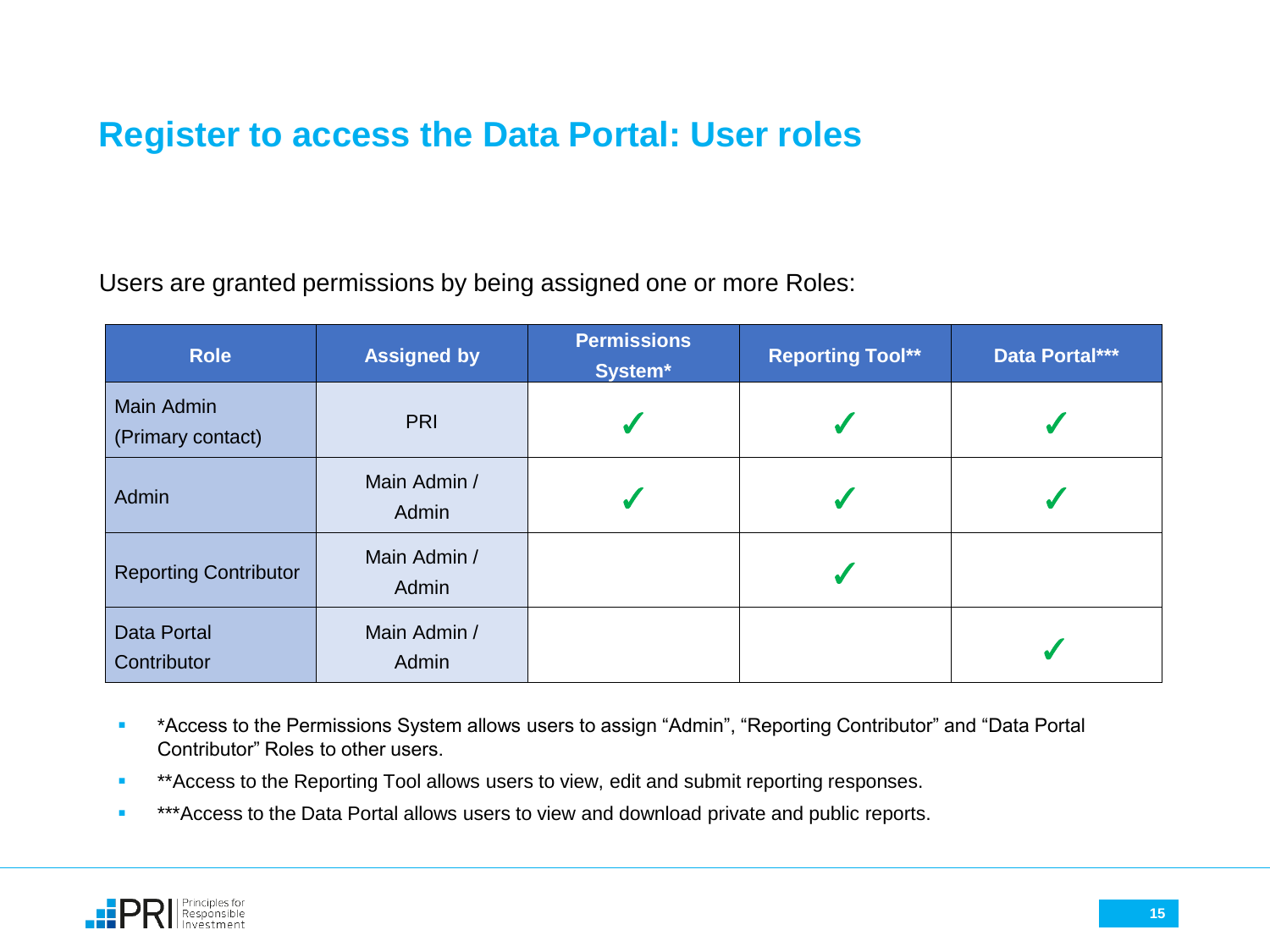# Register to access the Data Portal: User roles

Users are granted permissions by being assigned one or more Roles:

| Role | Assigned by | Permissions System* | Reporting Tool** | Data Portal*** |
|---|---|---|---|---|
| Main Admin (Primary contact) | PRI | ✓ | ✓ | ✓ |
| Admin | Main Admin / Admin | ✓ | ✓ | ✓ |
| Reporting Contributor | Main Admin / Admin | | ✓ | |
| Data Portal Contributor | Main Admin / Admin | | | ✓ |

- *Access to the Permissions System allows users to assign "Admin", "Reporting Contributor" and "Data Portal Contributor" Roles to other users.
- **Access to the Reporting Tool allows users to view, edit and submit reporting responses.
- ***Access to the Data Portal allows users to view and download private and public reports.